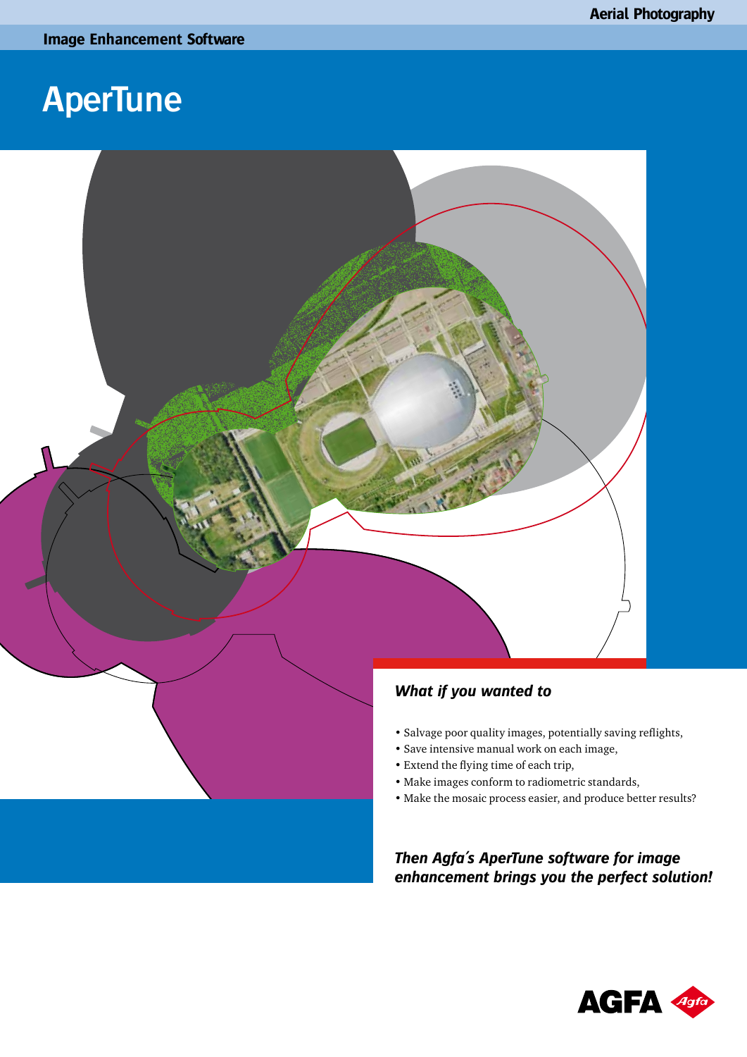Aerial Photography

Image Enhancement Software

# AperTune

### *What if you wanted to*

- Salvage poor quality images, potentially saving reflights,
- Save intensive manual work on each image,
- Extend the flying time of each trip,
- Make images conform to radiometric standards,
- Make the mosaic process easier, and produce better results?

***Then Agfa´s AperTune software for image enhancement brings you the perfect solution!***

AGFA Agfa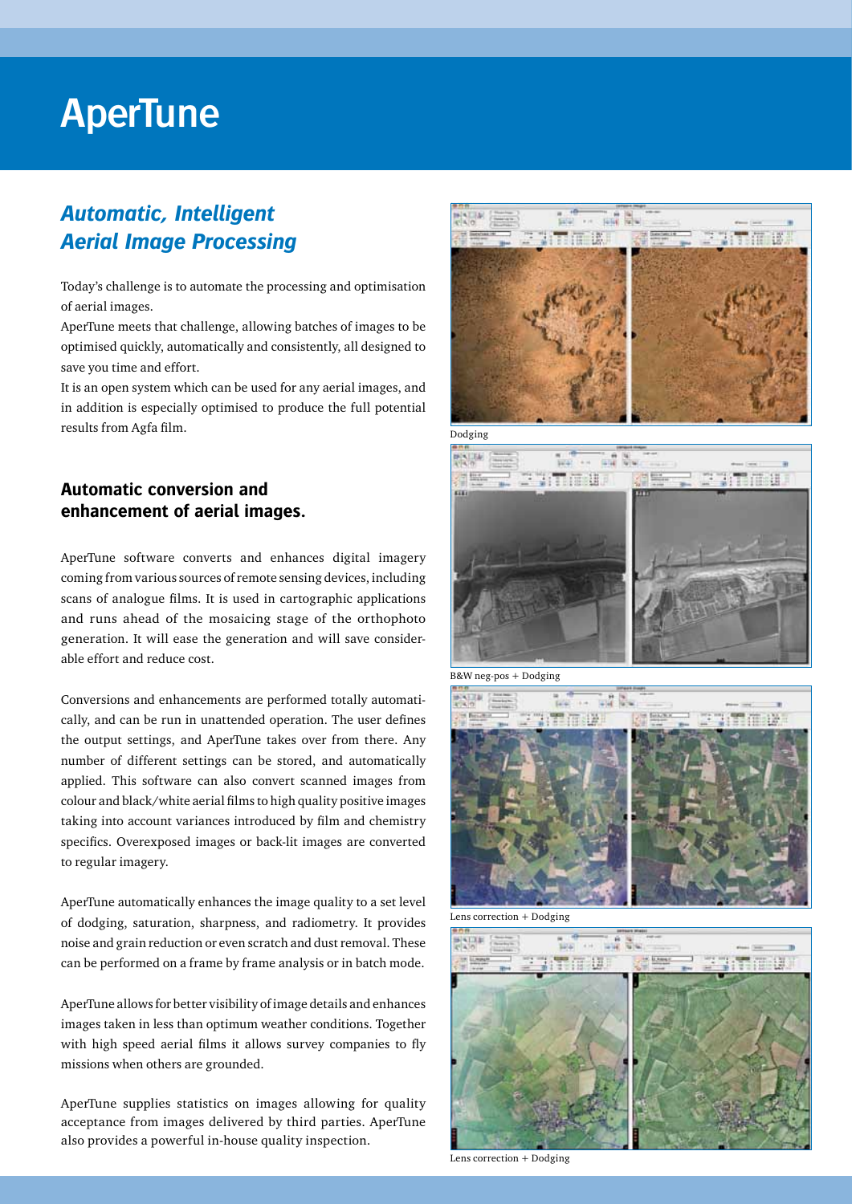# AperTune

## *Automatic, Intelligent Aerial Image Processing*

Today's challenge is to automate the processing and optimisation of aerial images.

AperTune meets that challenge, allowing batches of images to be optimised quickly, automatically and consistently, all designed to save you time and effort.

It is an open system which can be used for any aerial images, and in addition is especially optimised to produce the full potential results from Agfa film.

### Automatic conversion and enhancement of aerial images.

AperTune software converts and enhances digital imagery coming from various sources of remote sensing devices, including scans of analogue films. It is used in cartographic applications and runs ahead of the mosaicing stage of the orthophoto generation. It will ease the generation and will save considerable effort and reduce cost.

Conversions and enhancements are performed totally automatically, and can be run in unattended operation. The user defines the output settings, and AperTune takes over from there. Any number of different settings can be stored, and automatically applied. This software can also convert scanned images from colour and black/white aerial films to high quality positive images taking into account variances introduced by film and chemistry specifics. Overexposed images or back-lit images are converted to regular imagery.

AperTune automatically enhances the image quality to a set level of dodging, saturation, sharpness, and radiometry. It provides noise and grain reduction or even scratch and dust removal. These can be performed on a frame by frame analysis or in batch mode.

AperTune allows for better visibility of image details and enhances images taken in less than optimum weather conditions. Together with high speed aerial films it allows survey companies to fly missions when others are grounded.

AperTune supplies statistics on images allowing for quality acceptance from images delivered by third parties. AperTune also provides a powerful in-house quality inspection.

Dodging

B&W neg-pos + Dodging

Lens correction + Dodging

Lens correction + Dodging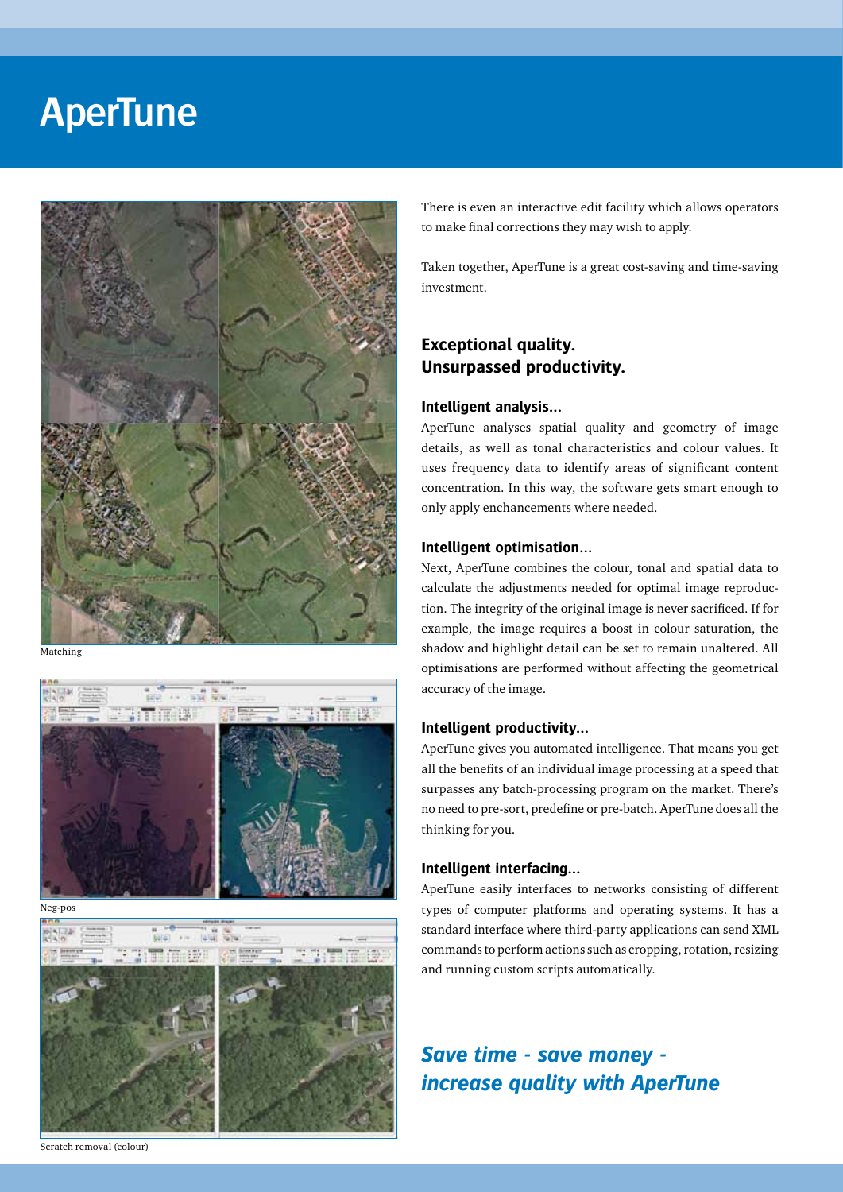# AperTune

Matching

Neg-pos

Scratch removal (colour)

There is even an interactive edit facility which allows operators to make final corrections they may wish to apply.

Taken together, AperTune is a great cost-saving and time-saving investment.

## Exceptional quality. Unsurpassed productivity.

### Intelligent analysis...

AperTune analyses spatial quality and geometry of image details, as well as tonal characteristics and colour values. It uses frequency data to identify areas of significant content concentration. In this way, the software gets smart enough to only apply enhancements where needed.

### Intelligent optimisation...

Next, AperTune combines the colour, tonal and spatial data to calculate the adjustments needed for optimal image reproduction. The integrity of the original image is never sacrificed. If for example, the image requires a boost in colour saturation, the shadow and highlight detail can be set to remain unaltered. All optimisations are performed without affecting the geometrical accuracy of the image.

### Intelligent productivity...

AperTune gives you automated intelligence. That means you get all the benefits of an individual image processing at a speed that surpasses any batch-processing program on the market. There's no need to pre-sort, predefine or pre-batch. AperTune does all the thinking for you.

### Intelligent interfacing...

AperTune easily interfaces to networks consisting of different types of computer platforms and operating systems. It has a standard interface where third-party applications can send XML commands to perform actions such as cropping, rotation, resizing and running custom scripts automatically.

## *Save time - save money - increase quality with AperTune*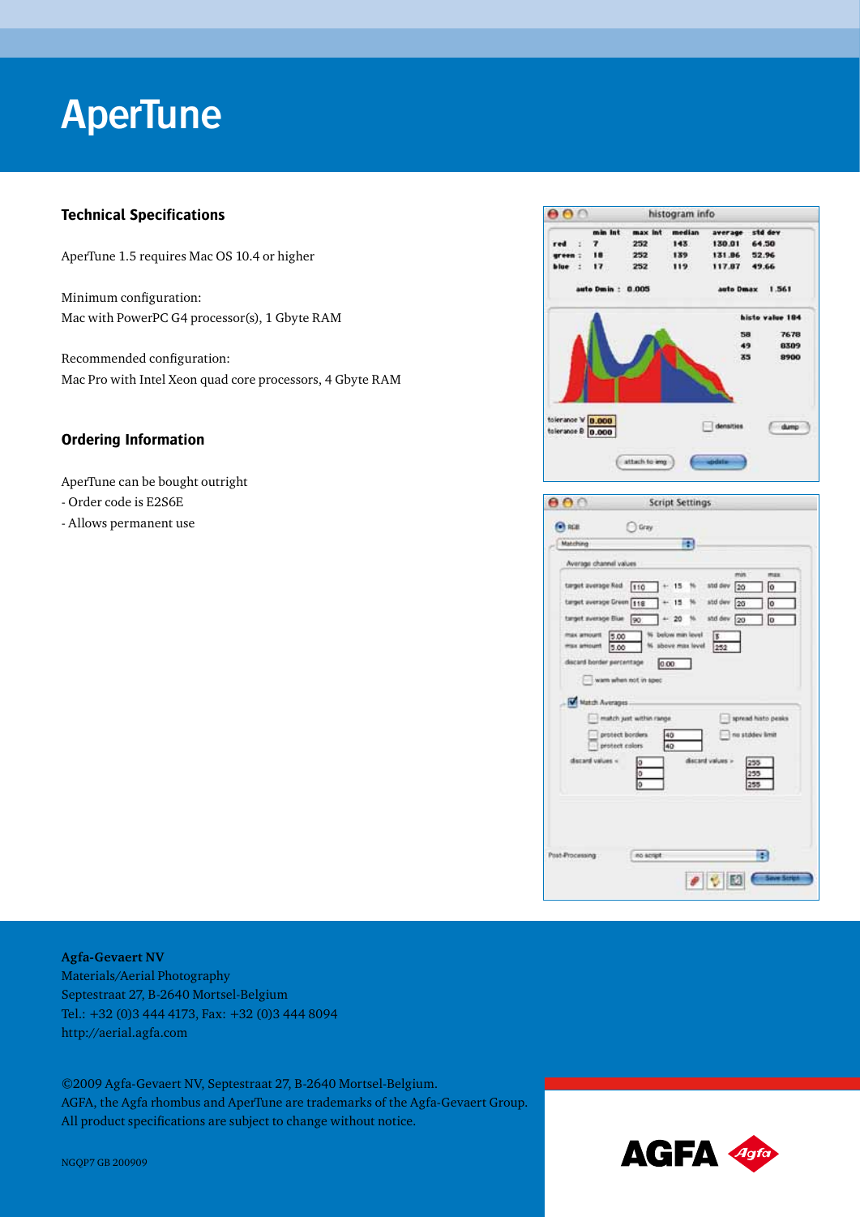# AperTune

## Technical Specifications

AperTune 1.5 requires Mac OS 10.4 or higher

Minimum configuration:
Mac with PowerPC G4 processor(s), 1 Gbyte RAM

Recommended configuration:
Mac Pro with Intel Xeon quad core processors, 4 Gbyte RAM

## Ordering Information

AperTune can be bought outright
- Order code is E2S6E
- Allows permanent use

**Agfa-Gevaert NV**
Materials/Aerial Photography
Septestraat 27, B-2640 Mortsel-Belgium
Tel.: +32 (0)3 444 4173, Fax: +32 (0)3 444 8094
http://aerial.agfa.com

©2009 Agfa-Gevaert NV, Septestraat 27, B-2640 Mortsel-Belgium.
AGFA, the Agfa rhombus and AperTune are trademarks of the Agfa-Gevaert Group.
All product specifications are subject to change without notice.

NGQP7 GB 200909